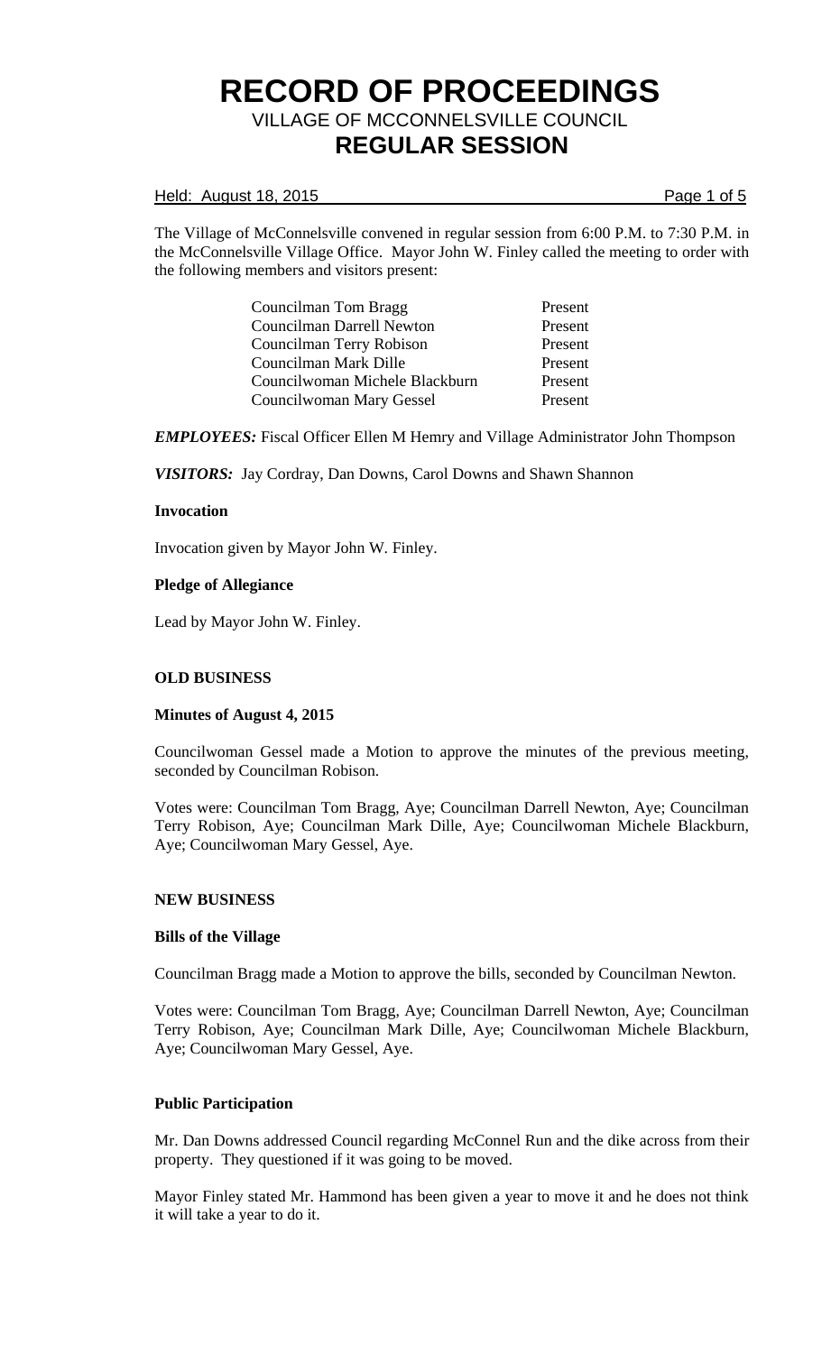# RECORD OF PROCEEDINGS

## VILLAGE OF MCCONNELSVILLE COUNCIL

## REGULAR SESSION

Held: August 18, 2015

The Village of McConnelsville convened in regular session from 6:00 P.M. to 7:30 P.M. in the McConnelsville Village Office. Mayor John W. Finley called the meeting to order with the following members and visitors present:

| | |
|---|---|
| Councilman Tom Bragg | Present |
| Councilman Darrell Newton | Present |
| Councilman Terry Robison | Present |
| Councilman Mark Dille | Present |
| Councilwoman Michele Blackburn | Present |
| Councilwoman Mary Gessel | Present |

***EMPLOYEES:*** Fiscal Officer Ellen M Hemry and Village Administrator John Thompson

***VISITORS:*** Jay Cordray, Dan Downs, Carol Downs and Shawn Shannon

**Invocation**

Invocation given by Mayor John W. Finley.

**Pledge of Allegiance**

Lead by Mayor John W. Finley.

### OLD BUSINESS

**Minutes of August 4, 2015**

Councilwoman Gessel made a Motion to approve the minutes of the previous meeting, seconded by Councilman Robison.

Votes were: Councilman Tom Bragg, Aye; Councilman Darrell Newton, Aye; Councilman Terry Robison, Aye; Councilman Mark Dille, Aye; Councilwoman Michele Blackburn, Aye; Councilwoman Mary Gessel, Aye.

### NEW BUSINESS

**Bills of the Village**

Councilman Bragg made a Motion to approve the bills, seconded by Councilman Newton.

Votes were: Councilman Tom Bragg, Aye; Councilman Darrell Newton, Aye; Councilman Terry Robison, Aye; Councilman Mark Dille, Aye; Councilwoman Michele Blackburn, Aye; Councilwoman Mary Gessel, Aye.

**Public Participation**

Mr. Dan Downs addressed Council regarding McConnel Run and the dike across from their property. They questioned if it was going to be moved.

Mayor Finley stated Mr. Hammond has been given a year to move it and he does not think it will take a year to do it.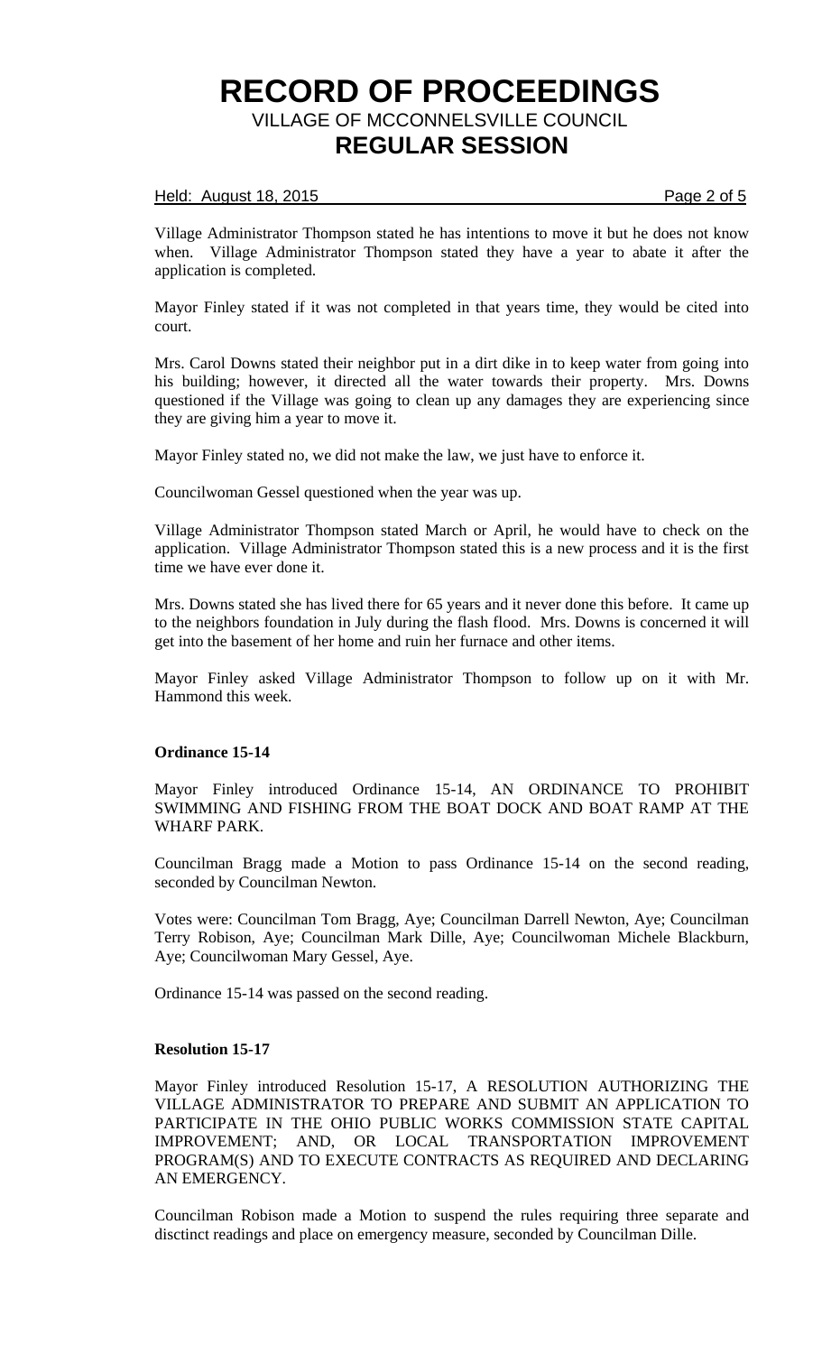Village Administrator Thompson stated he has intentions to move it but he does not know when. Village Administrator Thompson stated they have a year to abate it after the application is completed.

Mayor Finley stated if it was not completed in that years time, they would be cited into court.

Mrs. Carol Downs stated their neighbor put in a dirt dike in to keep water from going into his building; however, it directed all the water towards their property. Mrs. Downs questioned if the Village was going to clean up any damages they are experiencing since they are giving him a year to move it.

Mayor Finley stated no, we did not make the law, we just have to enforce it.

Councilwoman Gessel questioned when the year was up.

Village Administrator Thompson stated March or April, he would have to check on the application. Village Administrator Thompson stated this is a new process and it is the first time we have ever done it.

Mrs. Downs stated she has lived there for 65 years and it never done this before. It came up to the neighbors foundation in July during the flash flood. Mrs. Downs is concerned it will get into the basement of her home and ruin her furnace and other items.

Mayor Finley asked Village Administrator Thompson to follow up on it with Mr. Hammond this week.

**Ordinance 15-14**

Mayor Finley introduced Ordinance 15-14, AN ORDINANCE TO PROHIBIT SWIMMING AND FISHING FROM THE BOAT DOCK AND BOAT RAMP AT THE WHARF PARK.

Councilman Bragg made a Motion to pass Ordinance 15-14 on the second reading, seconded by Councilman Newton.

Votes were: Councilman Tom Bragg, Aye; Councilman Darrell Newton, Aye; Councilman Terry Robison, Aye; Councilman Mark Dille, Aye; Councilwoman Michele Blackburn, Aye; Councilwoman Mary Gessel, Aye.

Ordinance 15-14 was passed on the second reading.

**Resolution 15-17**

Mayor Finley introduced Resolution 15-17, A RESOLUTION AUTHORIZING THE VILLAGE ADMINISTRATOR TO PREPARE AND SUBMIT AN APPLICATION TO PARTICIPATE IN THE OHIO PUBLIC WORKS COMMISSION STATE CAPITAL IMPROVEMENT; AND, OR LOCAL TRANSPORTATION IMPROVEMENT PROGRAM(S) AND TO EXECUTE CONTRACTS AS REQUIRED AND DECLARING AN EMERGENCY.

Councilman Robison made a Motion to suspend the rules requiring three separate and disctinct readings and place on emergency measure, seconded by Councilman Dille.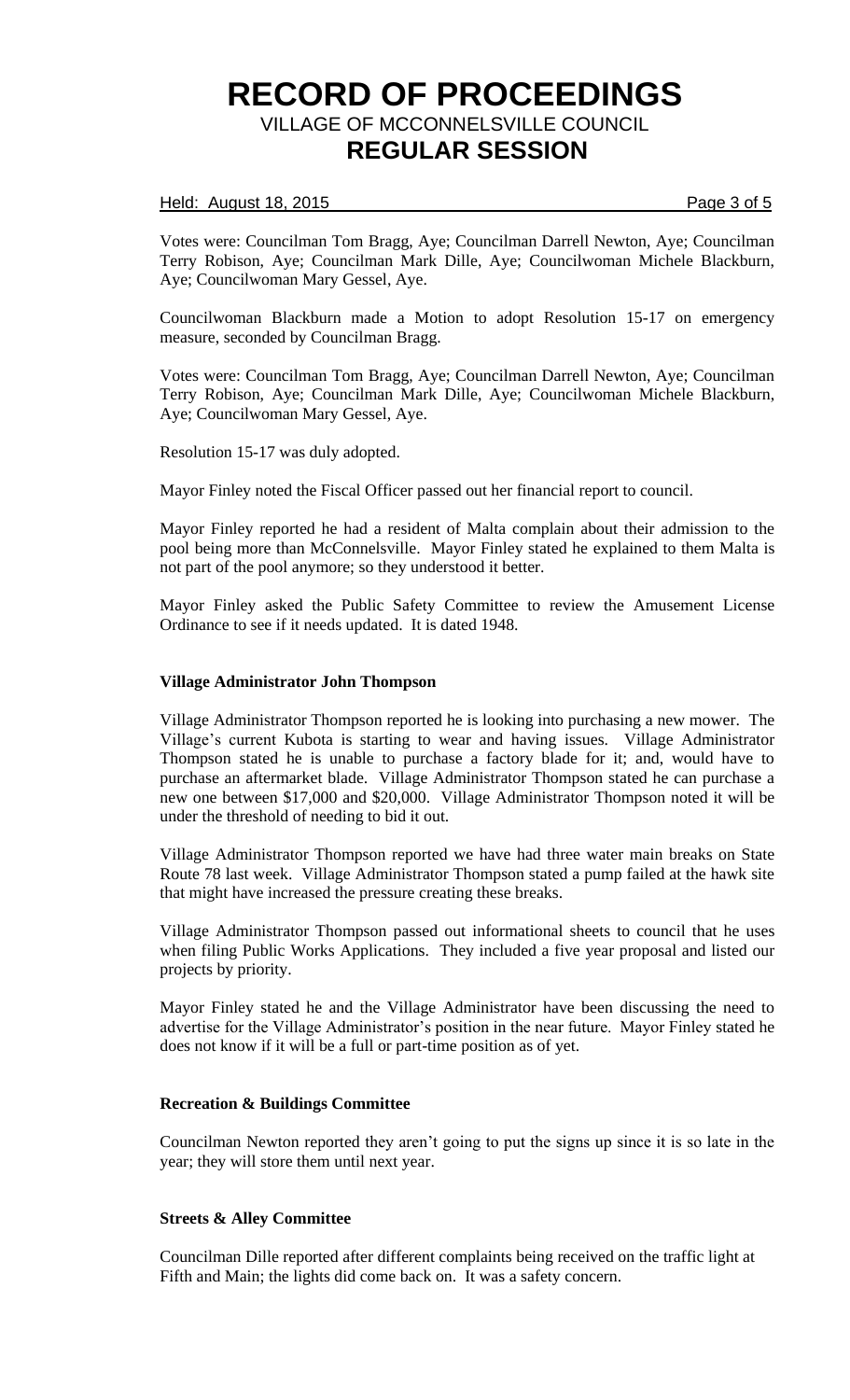Votes were: Councilman Tom Bragg, Aye; Councilman Darrell Newton, Aye; Councilman Terry Robison, Aye; Councilman Mark Dille, Aye; Councilwoman Michele Blackburn, Aye; Councilwoman Mary Gessel, Aye.

Councilwoman Blackburn made a Motion to adopt Resolution 15-17 on emergency measure, seconded by Councilman Bragg.

Votes were: Councilman Tom Bragg, Aye; Councilman Darrell Newton, Aye; Councilman Terry Robison, Aye; Councilman Mark Dille, Aye; Councilwoman Michele Blackburn, Aye; Councilwoman Mary Gessel, Aye.

Resolution 15-17 was duly adopted.

Mayor Finley noted the Fiscal Officer passed out her financial report to council.

Mayor Finley reported he had a resident of Malta complain about their admission to the pool being more than McConnelsville. Mayor Finley stated he explained to them Malta is not part of the pool anymore; so they understood it better.

Mayor Finley asked the Public Safety Committee to review the Amusement License Ordinance to see if it needs updated. It is dated 1948.

**Village Administrator John Thompson**

Village Administrator Thompson reported he is looking into purchasing a new mower. The Village's current Kubota is starting to wear and having issues. Village Administrator Thompson stated he is unable to purchase a factory blade for it; and, would have to purchase an aftermarket blade. Village Administrator Thompson stated he can purchase a new one between $17,000 and $20,000. Village Administrator Thompson noted it will be under the threshold of needing to bid it out.

Village Administrator Thompson reported we have had three water main breaks on State Route 78 last week. Village Administrator Thompson stated a pump failed at the hawk site that might have increased the pressure creating these breaks.

Village Administrator Thompson passed out informational sheets to council that he uses when filing Public Works Applications. They included a five year proposal and listed our projects by priority.

Mayor Finley stated he and the Village Administrator have been discussing the need to advertise for the Village Administrator's position in the near future. Mayor Finley stated he does not know if it will be a full or part-time position as of yet.

**Recreation & Buildings Committee**

Councilman Newton reported they aren't going to put the signs up since it is so late in the year; they will store them until next year.

**Streets & Alley Committee**

Councilman Dille reported after different complaints being received on the traffic light at Fifth and Main; the lights did come back on. It was a safety concern.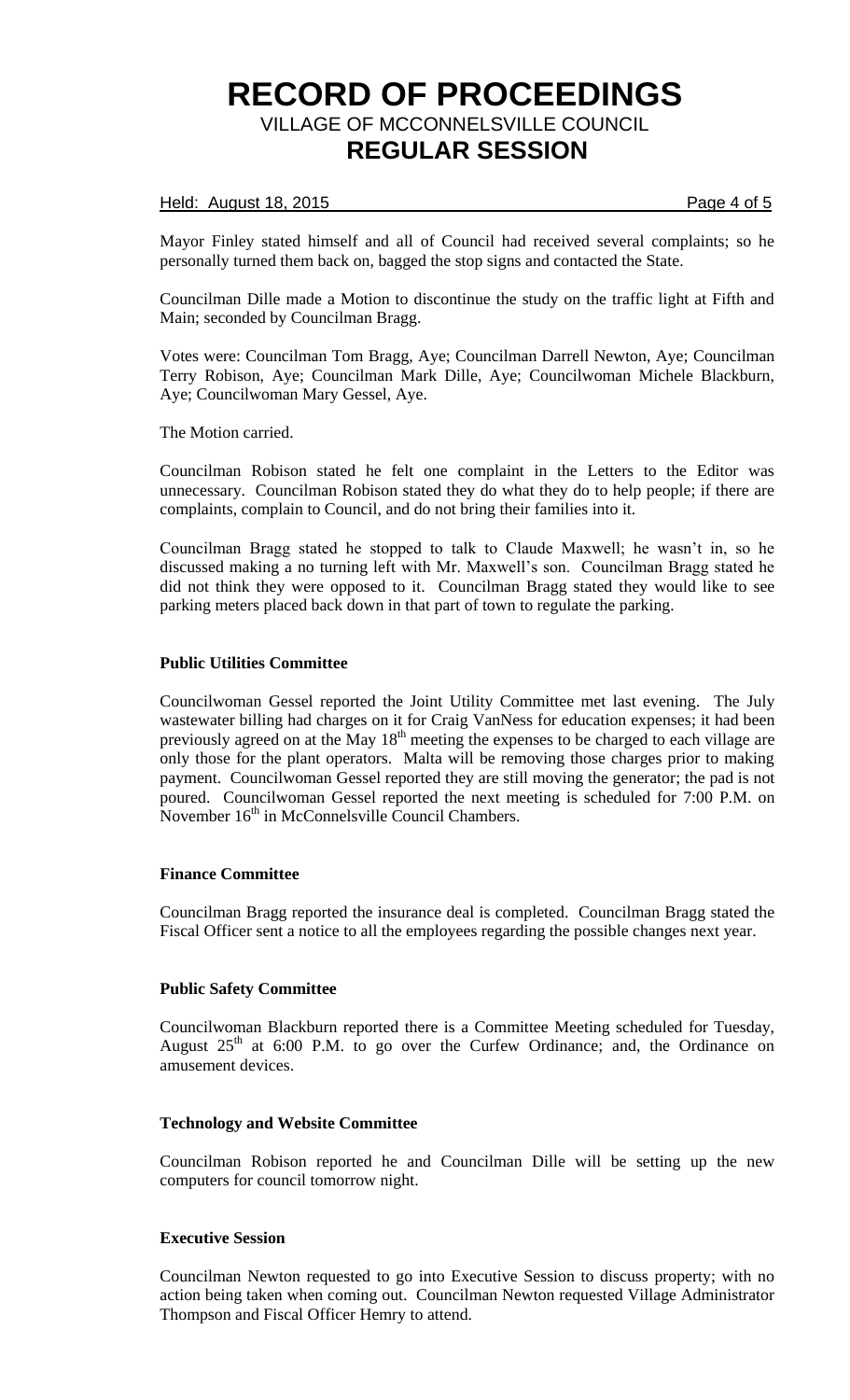Mayor Finley stated himself and all of Council had received several complaints; so he personally turned them back on, bagged the stop signs and contacted the State.

Councilman Dille made a Motion to discontinue the study on the traffic light at Fifth and Main; seconded by Councilman Bragg.

Votes were: Councilman Tom Bragg, Aye; Councilman Darrell Newton, Aye; Councilman Terry Robison, Aye; Councilman Mark Dille, Aye; Councilwoman Michele Blackburn, Aye; Councilwoman Mary Gessel, Aye.

The Motion carried.

Councilman Robison stated he felt one complaint in the Letters to the Editor was unnecessary. Councilman Robison stated they do what they do to help people; if there are complaints, complain to Council, and do not bring their families into it.

Councilman Bragg stated he stopped to talk to Claude Maxwell; he wasn't in, so he discussed making a no turning left with Mr. Maxwell's son. Councilman Bragg stated he did not think they were opposed to it. Councilman Bragg stated they would like to see parking meters placed back down in that part of town to regulate the parking.

**Public Utilities Committee**

Councilwoman Gessel reported the Joint Utility Committee met last evening. The July wastewater billing had charges on it for Craig VanNess for education expenses; it had been previously agreed on at the May 18th meeting the expenses to be charged to each village are only those for the plant operators. Malta will be removing those charges prior to making payment. Councilwoman Gessel reported they are still moving the generator; the pad is not poured. Councilwoman Gessel reported the next meeting is scheduled for 7:00 P.M. on November 16th in McConnelsville Council Chambers.

**Finance Committee**

Councilman Bragg reported the insurance deal is completed. Councilman Bragg stated the Fiscal Officer sent a notice to all the employees regarding the possible changes next year.

**Public Safety Committee**

Councilwoman Blackburn reported there is a Committee Meeting scheduled for Tuesday, August 25th at 6:00 P.M. to go over the Curfew Ordinance; and, the Ordinance on amusement devices.

**Technology and Website Committee**

Councilman Robison reported he and Councilman Dille will be setting up the new computers for council tomorrow night.

**Executive Session**

Councilman Newton requested to go into Executive Session to discuss property; with no action being taken when coming out. Councilman Newton requested Village Administrator Thompson and Fiscal Officer Hemry to attend.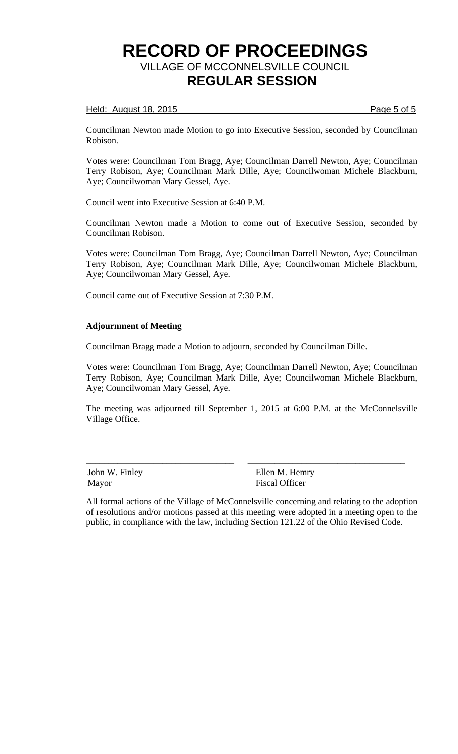Councilman Newton made Motion to go into Executive Session, seconded by Councilman Robison.

Votes were: Councilman Tom Bragg, Aye; Councilman Darrell Newton, Aye; Councilman Terry Robison, Aye; Councilman Mark Dille, Aye; Councilwoman Michele Blackburn, Aye; Councilwoman Mary Gessel, Aye.

Council went into Executive Session at 6:40 P.M.

Councilman Newton made a Motion to come out of Executive Session, seconded by Councilman Robison.

Votes were: Councilman Tom Bragg, Aye; Councilman Darrell Newton, Aye; Councilman Terry Robison, Aye; Councilman Mark Dille, Aye; Councilwoman Michele Blackburn, Aye; Councilwoman Mary Gessel, Aye.

Council came out of Executive Session at 7:30 P.M.

**Adjournment of Meeting**

Councilman Bragg made a Motion to adjourn, seconded by Councilman Dille.

Votes were: Councilman Tom Bragg, Aye; Councilman Darrell Newton, Aye; Councilman Terry Robison, Aye; Councilman Mark Dille, Aye; Councilwoman Michele Blackburn, Aye; Councilwoman Mary Gessel, Aye.

The meeting was adjourned till September 1, 2015 at 6:00 P.M. at the McConnelsville Village Office.

| | |
|---|---|
| \_\_\_\_\_\_\_\_\_\_\_\_\_\_\_\_\_\_\_\_\_\_\_\_\_\_\_\_\_\_\_\_ | \_\_\_\_\_\_\_\_\_\_\_\_\_\_\_\_\_\_\_\_\_\_\_\_\_\_\_\_\_\_\_\_ |
| John W. Finley | Ellen M. Hemry |
| Mayor | Fiscal Officer |

All formal actions of the Village of McConnelsville concerning and relating to the adoption of resolutions and/or motions passed at this meeting were adopted in a meeting open to the public, in compliance with the law, including Section 121.22 of the Ohio Revised Code.